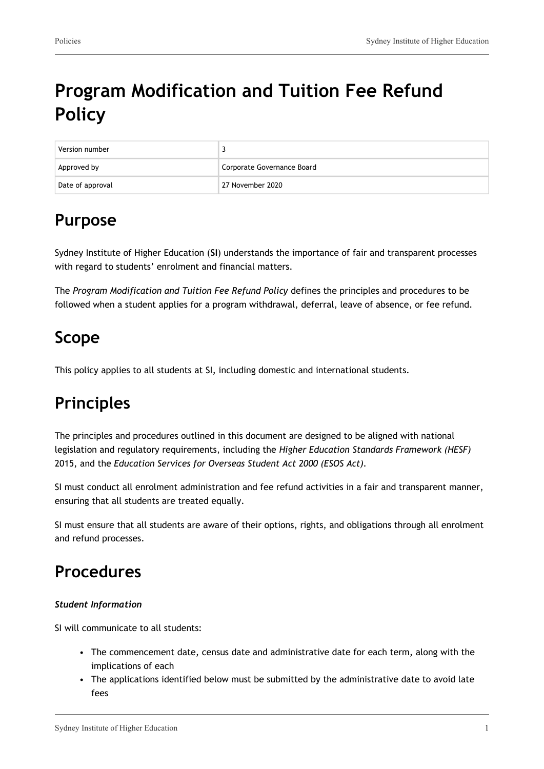# Program Modification and Tuition Fee Refund Policy

| Version number | 3 |
|---|---|
| Approved by | Corporate Governance Board |
| Date of approval | 27 November 2020 |

# Purpose

Sydney Institute of Higher Education (**SI**) understands the importance of fair and transparent processes with regard to students' enrolment and financial matters.

The *Program Modification and Tuition Fee Refund Policy* defines the principles and procedures to be followed when a student applies for a program withdrawal, deferral, leave of absence, or fee refund.

# Scope

This policy applies to all students at SI, including domestic and international students.

# Principles

The principles and procedures outlined in this document are designed to be aligned with national legislation and regulatory requirements, including the *Higher Education Standards Framework (HESF)* 2015, and the *Education Services for Overseas Student Act 2000 (ESOS Act)*.

SI must conduct all enrolment administration and fee refund activities in a fair and transparent manner, ensuring that all students are treated equally.

SI must ensure that all students are aware of their options, rights, and obligations through all enrolment and refund processes.

# Procedures

***Student Information***

SI will communicate to all students:

- The commencement date, census date and administrative date for each term, along with the implications of each
- The applications identified below must be submitted by the administrative date to avoid late fees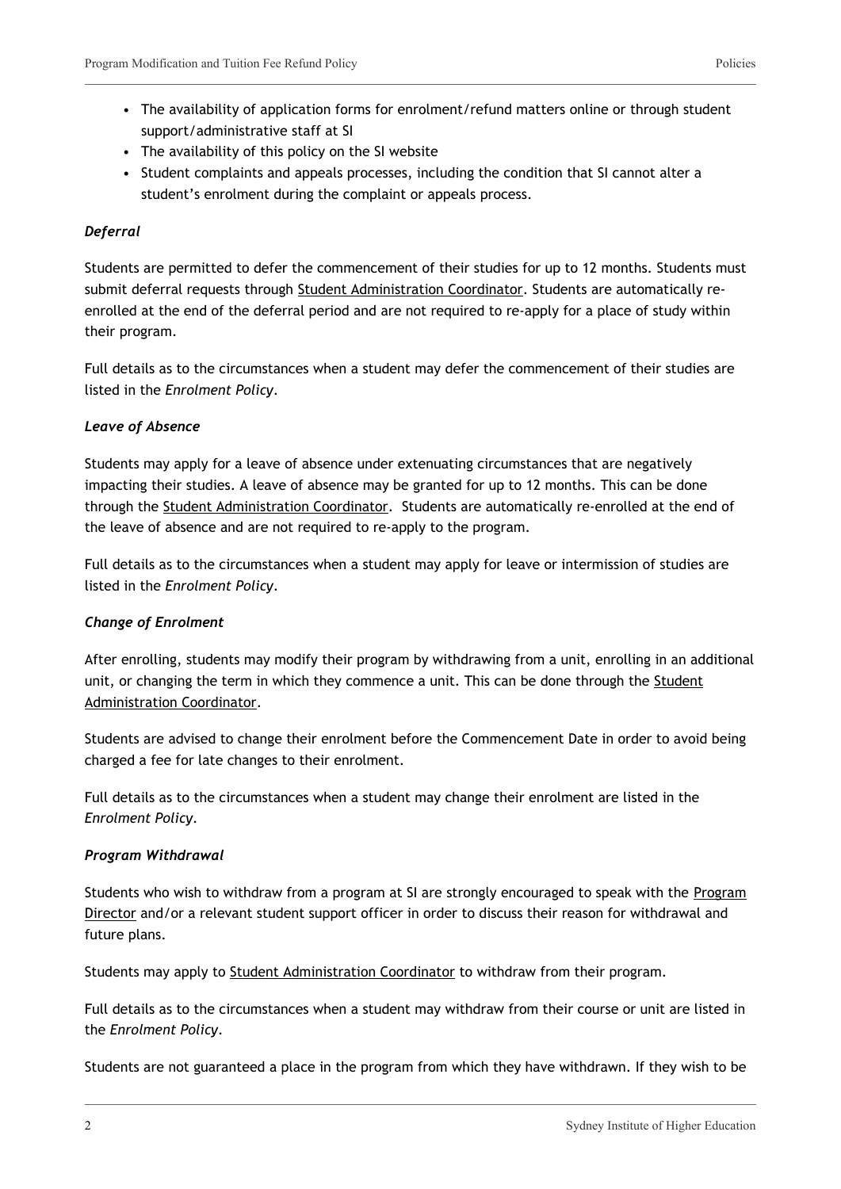- The availability of application forms for enrolment/refund matters online or through student support/administrative staff at SI
- The availability of this policy on the SI website
- Student complaints and appeals processes, including the condition that SI cannot alter a student's enrolment during the complaint or appeals process.

***Deferral***

Students are permitted to defer the commencement of their studies for up to 12 months. Students must submit deferral requests through Student Administration Coordinator. Students are automatically re-enrolled at the end of the deferral period and are not required to re-apply for a place of study within their program.

Full details as to the circumstances when a student may defer the commencement of their studies are listed in the *Enrolment Policy*.

***Leave of Absence***

Students may apply for a leave of absence under extenuating circumstances that are negatively impacting their studies. A leave of absence may be granted for up to 12 months. This can be done through the Student Administration Coordinator. Students are automatically re-enrolled at the end of the leave of absence and are not required to re-apply to the program.

Full details as to the circumstances when a student may apply for leave or intermission of studies are listed in the *Enrolment Policy*.

***Change of Enrolment***

After enrolling, students may modify their program by withdrawing from a unit, enrolling in an additional unit, or changing the term in which they commence a unit. This can be done through the Student Administration Coordinator.

Students are advised to change their enrolment before the Commencement Date in order to avoid being charged a fee for late changes to their enrolment.

Full details as to the circumstances when a student may change their enrolment are listed in the *Enrolment Policy*.

***Program Withdrawal***

Students who wish to withdraw from a program at SI are strongly encouraged to speak with the Program Director and/or a relevant student support officer in order to discuss their reason for withdrawal and future plans.

Students may apply to Student Administration Coordinator to withdraw from their program.

Full details as to the circumstances when a student may withdraw from their course or unit are listed in the *Enrolment Policy*.

Students are not guaranteed a place in the program from which they have withdrawn. If they wish to be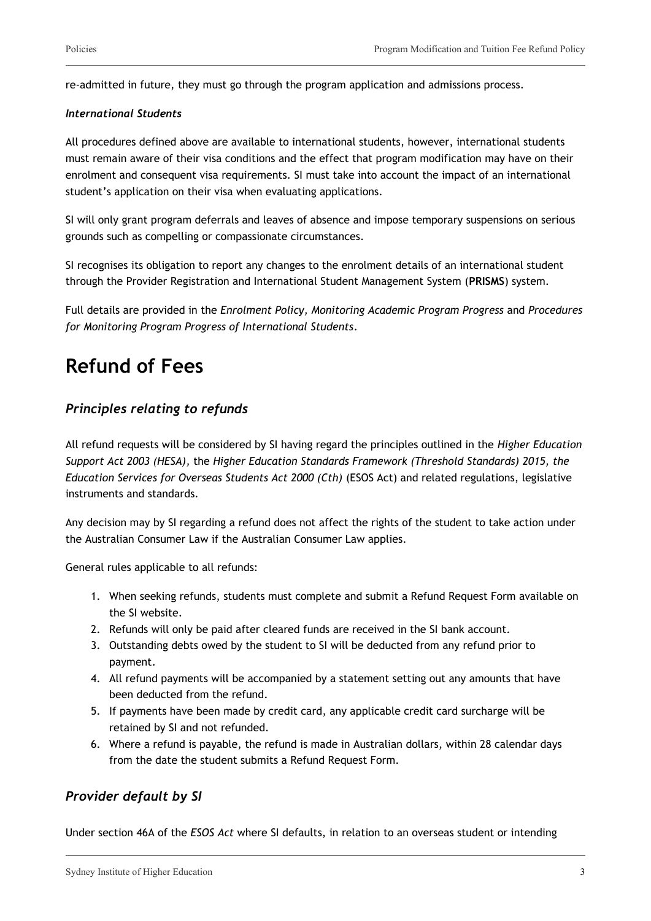re-admitted in future, they must go through the program application and admissions process.

***International Students***

All procedures defined above are available to international students, however, international students must remain aware of their visa conditions and the effect that program modification may have on their enrolment and consequent visa requirements. SI must take into account the impact of an international student's application on their visa when evaluating applications.

SI will only grant program deferrals and leaves of absence and impose temporary suspensions on serious grounds such as compelling or compassionate circumstances.

SI recognises its obligation to report any changes to the enrolment details of an international student through the Provider Registration and International Student Management System (**PRISMS**) system.

Full details are provided in the *Enrolment Policy, Monitoring Academic Program Progress* and *Procedures for Monitoring Program Progress of International Students*.

# Refund of Fees

## *Principles relating to refunds*

All refund requests will be considered by SI having regard the principles outlined in the *Higher Education Support Act 2003 (HESA),* the *Higher Education Standards Framework (Threshold Standards) 2015, the Education Services for Overseas Students Act 2000 (Cth)* (ESOS Act) and related regulations, legislative instruments and standards.

Any decision may by SI regarding a refund does not affect the rights of the student to take action under the Australian Consumer Law if the Australian Consumer Law applies.

General rules applicable to all refunds:

1. When seeking refunds, students must complete and submit a Refund Request Form available on the SI website.
2. Refunds will only be paid after cleared funds are received in the SI bank account.
3. Outstanding debts owed by the student to SI will be deducted from any refund prior to payment.
4. All refund payments will be accompanied by a statement setting out any amounts that have been deducted from the refund.
5. If payments have been made by credit card, any applicable credit card surcharge will be retained by SI and not refunded.
6. Where a refund is payable, the refund is made in Australian dollars, within 28 calendar days from the date the student submits a Refund Request Form.

## *Provider default by SI*

Under section 46A of the *ESOS Act* where SI defaults, in relation to an overseas student or intending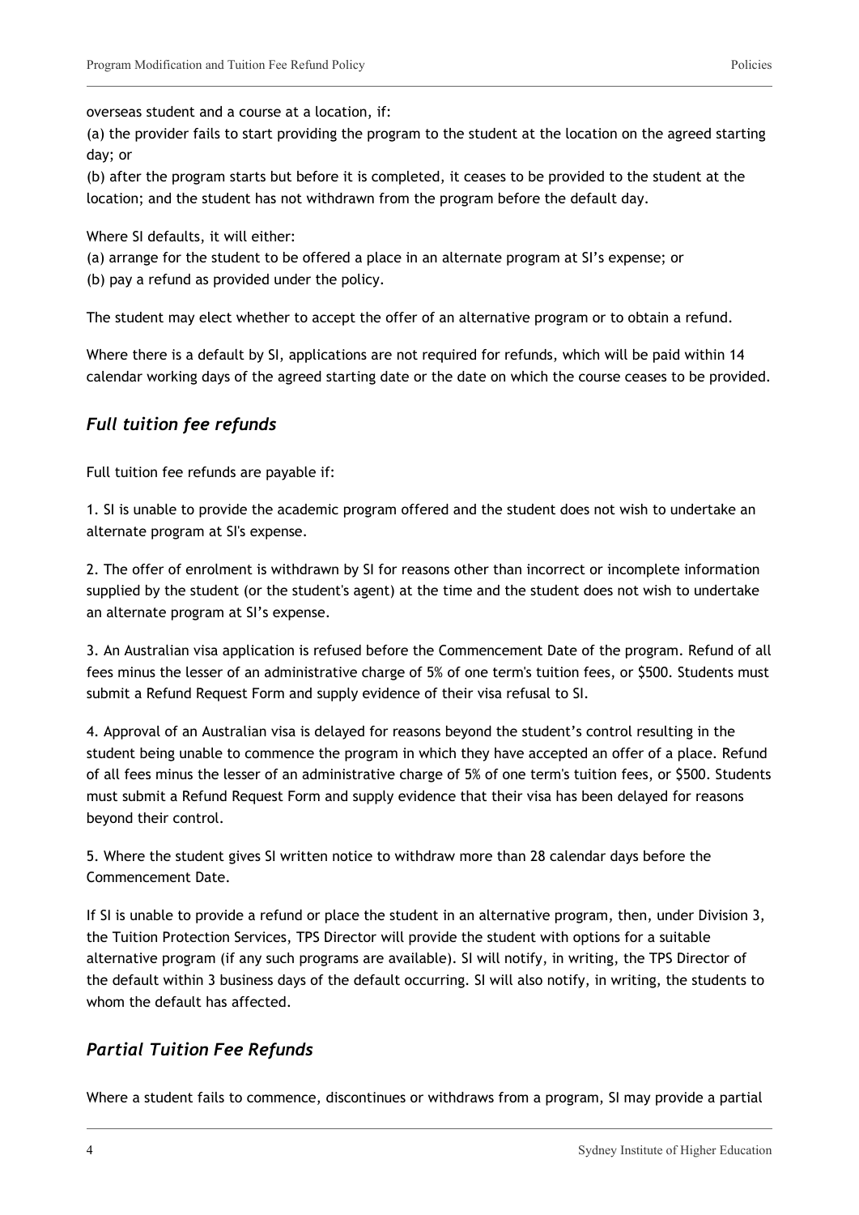overseas student and a course at a location, if:

(a) the provider fails to start providing the program to the student at the location on the agreed starting day; or

(b) after the program starts but before it is completed, it ceases to be provided to the student at the location; and the student has not withdrawn from the program before the default day.

Where SI defaults, it will either:

(a) arrange for the student to be offered a place in an alternate program at SI's expense; or

(b) pay a refund as provided under the policy.

The student may elect whether to accept the offer of an alternative program or to obtain a refund.

Where there is a default by SI, applications are not required for refunds, which will be paid within 14 calendar working days of the agreed starting date or the date on which the course ceases to be provided.

## *Full tuition fee refunds*

Full tuition fee refunds are payable if:

1. SI is unable to provide the academic program offered and the student does not wish to undertake an alternate program at SI's expense.

2. The offer of enrolment is withdrawn by SI for reasons other than incorrect or incomplete information supplied by the student (or the student's agent) at the time and the student does not wish to undertake an alternate program at SI's expense.

3. An Australian visa application is refused before the Commencement Date of the program. Refund of all fees minus the lesser of an administrative charge of 5% of one term's tuition fees, or $500. Students must submit a Refund Request Form and supply evidence of their visa refusal to SI.

4. Approval of an Australian visa is delayed for reasons beyond the student's control resulting in the student being unable to commence the program in which they have accepted an offer of a place. Refund of all fees minus the lesser of an administrative charge of 5% of one term's tuition fees, or $500. Students must submit a Refund Request Form and supply evidence that their visa has been delayed for reasons beyond their control.

5. Where the student gives SI written notice to withdraw more than 28 calendar days before the Commencement Date.

If SI is unable to provide a refund or place the student in an alternative program, then, under Division 3, the Tuition Protection Services, TPS Director will provide the student with options for a suitable alternative program (if any such programs are available). SI will notify, in writing, the TPS Director of the default within 3 business days of the default occurring. SI will also notify, in writing, the students to whom the default has affected.

## *Partial Tuition Fee Refunds*

Where a student fails to commence, discontinues or withdraws from a program, SI may provide a partial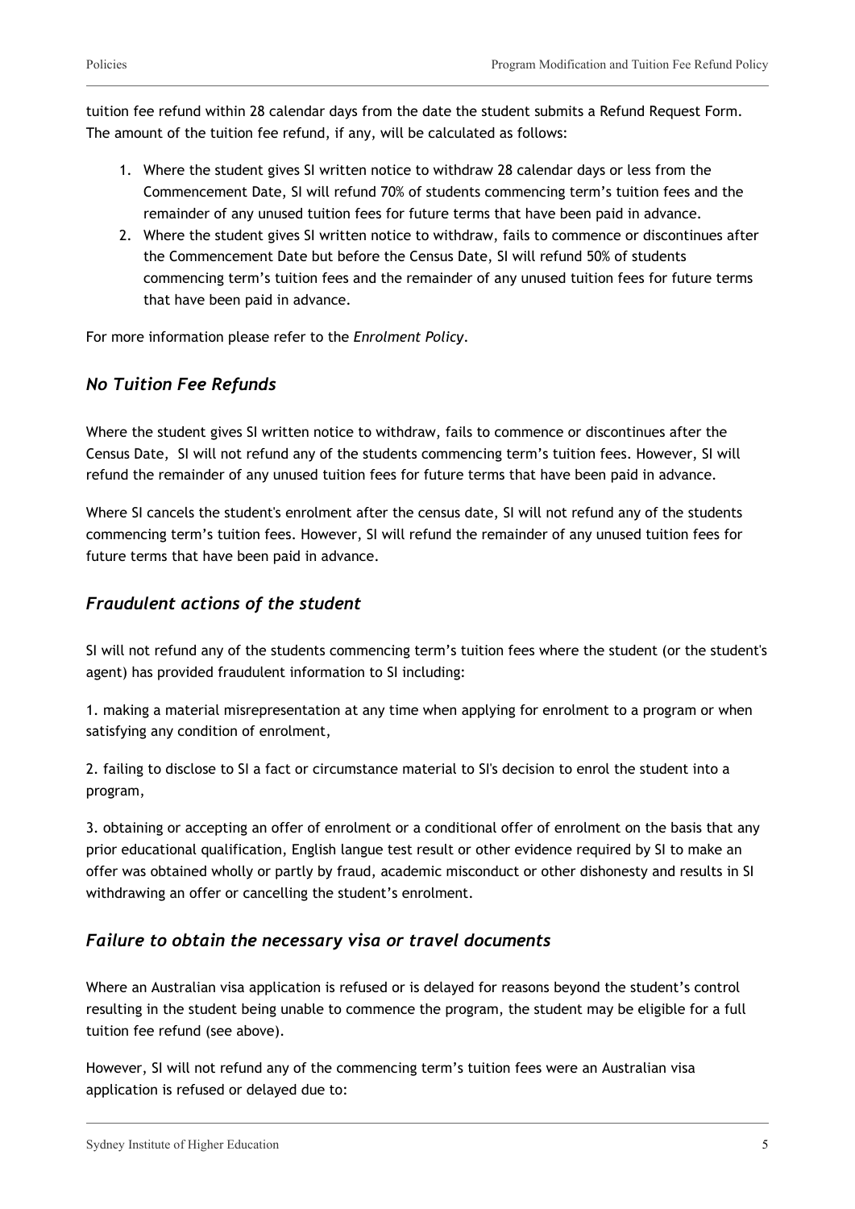tuition fee refund within 28 calendar days from the date the student submits a Refund Request Form. The amount of the tuition fee refund, if any, will be calculated as follows:

1. Where the student gives SI written notice to withdraw 28 calendar days or less from the Commencement Date, SI will refund 70% of students commencing term's tuition fees and the remainder of any unused tuition fees for future terms that have been paid in advance.
2. Where the student gives SI written notice to withdraw, fails to commence or discontinues after the Commencement Date but before the Census Date, SI will refund 50% of students commencing term's tuition fees and the remainder of any unused tuition fees for future terms that have been paid in advance.

For more information please refer to the *Enrolment Policy*.

## *No Tuition Fee Refunds*

Where the student gives SI written notice to withdraw, fails to commence or discontinues after the Census Date, SI will not refund any of the students commencing term's tuition fees. However, SI will refund the remainder of any unused tuition fees for future terms that have been paid in advance.

Where SI cancels the student's enrolment after the census date, SI will not refund any of the students commencing term's tuition fees. However, SI will refund the remainder of any unused tuition fees for future terms that have been paid in advance.

## *Fraudulent actions of the student*

SI will not refund any of the students commencing term's tuition fees where the student (or the student's agent) has provided fraudulent information to SI including:

1. making a material misrepresentation at any time when applying for enrolment to a program or when satisfying any condition of enrolment,

2. failing to disclose to SI a fact or circumstance material to SI's decision to enrol the student into a program,

3. obtaining or accepting an offer of enrolment or a conditional offer of enrolment on the basis that any prior educational qualification, English langue test result or other evidence required by SI to make an offer was obtained wholly or partly by fraud, academic misconduct or other dishonesty and results in SI withdrawing an offer or cancelling the student's enrolment.

## *Failure to obtain the necessary visa or travel documents*

Where an Australian visa application is refused or is delayed for reasons beyond the student's control resulting in the student being unable to commence the program, the student may be eligible for a full tuition fee refund (see above).

However, SI will not refund any of the commencing term's tuition fees were an Australian visa application is refused or delayed due to: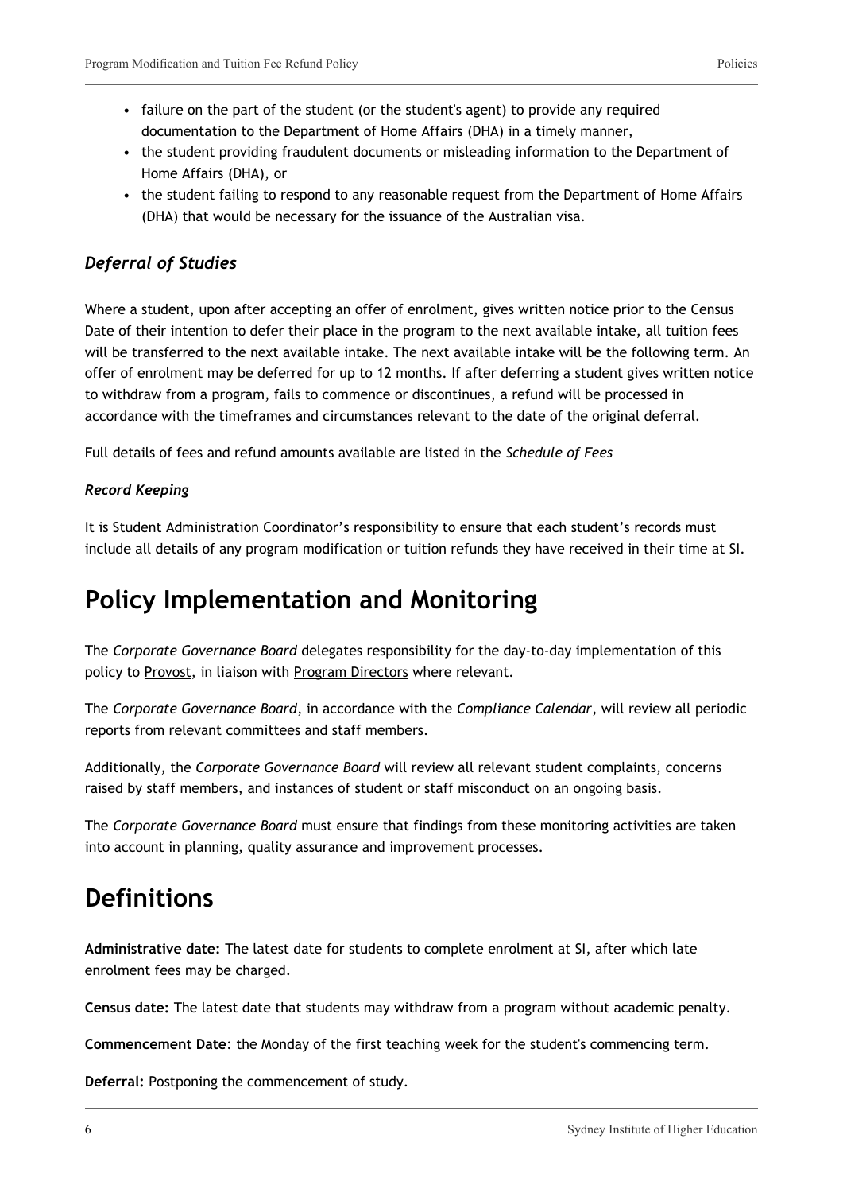- failure on the part of the student (or the student's agent) to provide any required documentation to the Department of Home Affairs (DHA) in a timely manner,
- the student providing fraudulent documents or misleading information to the Department of Home Affairs (DHA), or
- the student failing to respond to any reasonable request from the Department of Home Affairs (DHA) that would be necessary for the issuance of the Australian visa.

### *Deferral of Studies*

Where a student, upon after accepting an offer of enrolment, gives written notice prior to the Census Date of their intention to defer their place in the program to the next available intake, all tuition fees will be transferred to the next available intake. The next available intake will be the following term. An offer of enrolment may be deferred for up to 12 months. If after deferring a student gives written notice to withdraw from a program, fails to commence or discontinues, a refund will be processed in accordance with the timeframes and circumstances relevant to the date of the original deferral.

Full details of fees and refund amounts available are listed in the *Schedule of Fees*

#### *Record Keeping*

It is Student Administration Coordinator's responsibility to ensure that each student's records must include all details of any program modification or tuition refunds they have received in their time at SI.

# Policy Implementation and Monitoring

The *Corporate Governance Board* delegates responsibility for the day-to-day implementation of this policy to Provost, in liaison with Program Directors where relevant.

The *Corporate Governance Board*, in accordance with the *Compliance Calendar*, will review all periodic reports from relevant committees and staff members.

Additionally, the *Corporate Governance Board* will review all relevant student complaints, concerns raised by staff members, and instances of student or staff misconduct on an ongoing basis.

The *Corporate Governance Board* must ensure that findings from these monitoring activities are taken into account in planning, quality assurance and improvement processes.

# Definitions

**Administrative date:** The latest date for students to complete enrolment at SI, after which late enrolment fees may be charged.

**Census date:** The latest date that students may withdraw from a program without academic penalty.

**Commencement Date**: the Monday of the first teaching week for the student's commencing term.

**Deferral:** Postponing the commencement of study.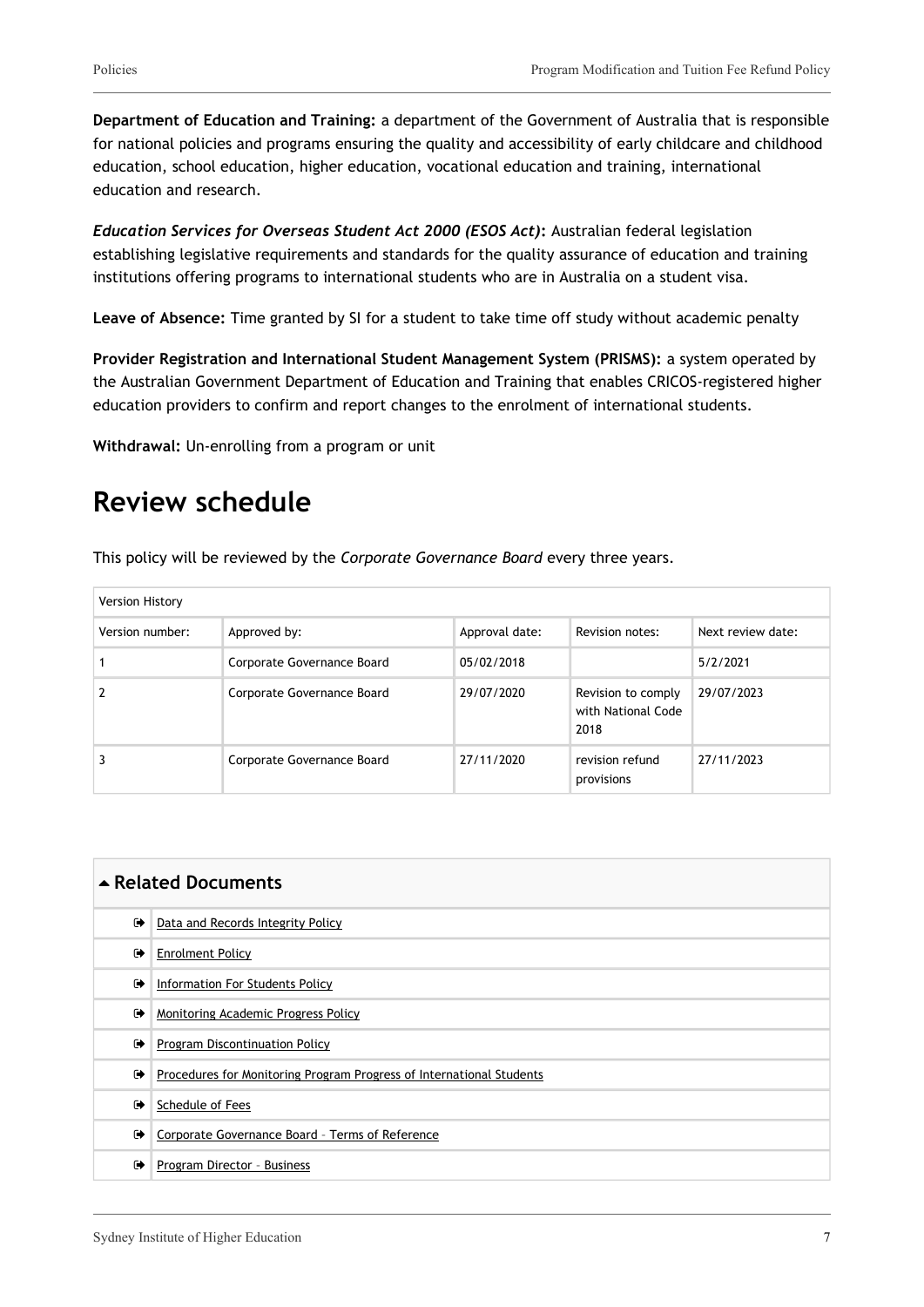**Department of Education and Training:** a department of the Government of Australia that is responsible for national policies and programs ensuring the quality and accessibility of early childcare and childhood education, school education, higher education, vocational education and training, international education and research.

***Education Services for Overseas Student Act 2000 (ESOS Act)*:** Australian federal legislation establishing legislative requirements and standards for the quality assurance of education and training institutions offering programs to international students who are in Australia on a student visa.

**Leave of Absence:** Time granted by SI for a student to take time off study without academic penalty

**Provider Registration and International Student Management System (PRISMS):** a system operated by the Australian Government Department of Education and Training that enables CRICOS-registered higher education providers to confirm and report changes to the enrolment of international students.

**Withdrawal:** Un-enrolling from a program or unit

# Review schedule

This policy will be reviewed by the *Corporate Governance Board* every three years.

| Version History | | | | |
|---|---|---|---|---|
| Version number: | Approved by: | Approval date: | Revision notes: | Next review date: |
| 1 | Corporate Governance Board | 05/02/2018 | | 5/2/2021 |
| 2 | Corporate Governance Board | 29/07/2020 | Revision to comply with National Code 2018 | 29/07/2023 |
| 3 | Corporate Governance Board | 27/11/2020 | revision refund provisions | 27/11/2023 |

## Related Documents

- Data and Records Integrity Policy
- Enrolment Policy
- Information For Students Policy
- Monitoring Academic Progress Policy
- Program Discontinuation Policy
- Procedures for Monitoring Program Progress of International Students
- Schedule of Fees
- Corporate Governance Board – Terms of Reference
- Program Director – Business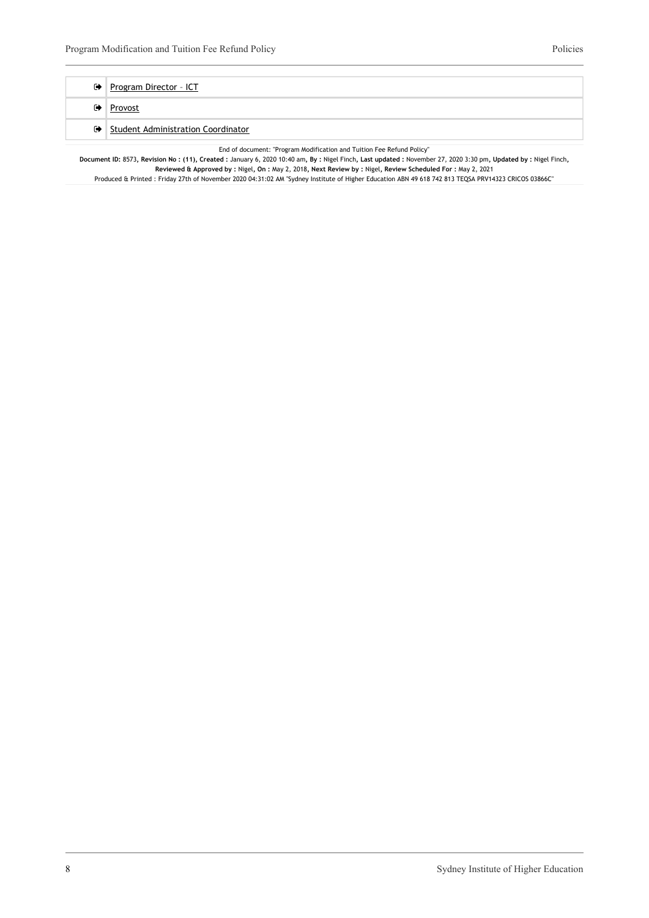| | |
|---|---|
| ➡ | Program Director – ICT |
| ➡ | Provost |
| ➡ | Student Administration Coordinator |

End of document: "Program Modification and Tuition Fee Refund Policy"

**Document ID:** 8573, **Revision No : (11), Created :** January 6, 2020 10:40 am, **By :** Nigel Finch, **Last updated :** November 27, 2020 3:30 pm, **Updated by :** Nigel Finch, **Reviewed & Approved by :** Nigel, **On :** May 2, 2018, **Next Review by :** Nigel, **Review Scheduled For :** May 2, 2021

Produced & Printed : Friday 27th of November 2020 04:31:02 AM "Sydney Institute of Higher Education ABN 49 618 742 813 TEQSA PRV14323 CRICOS 03866C"